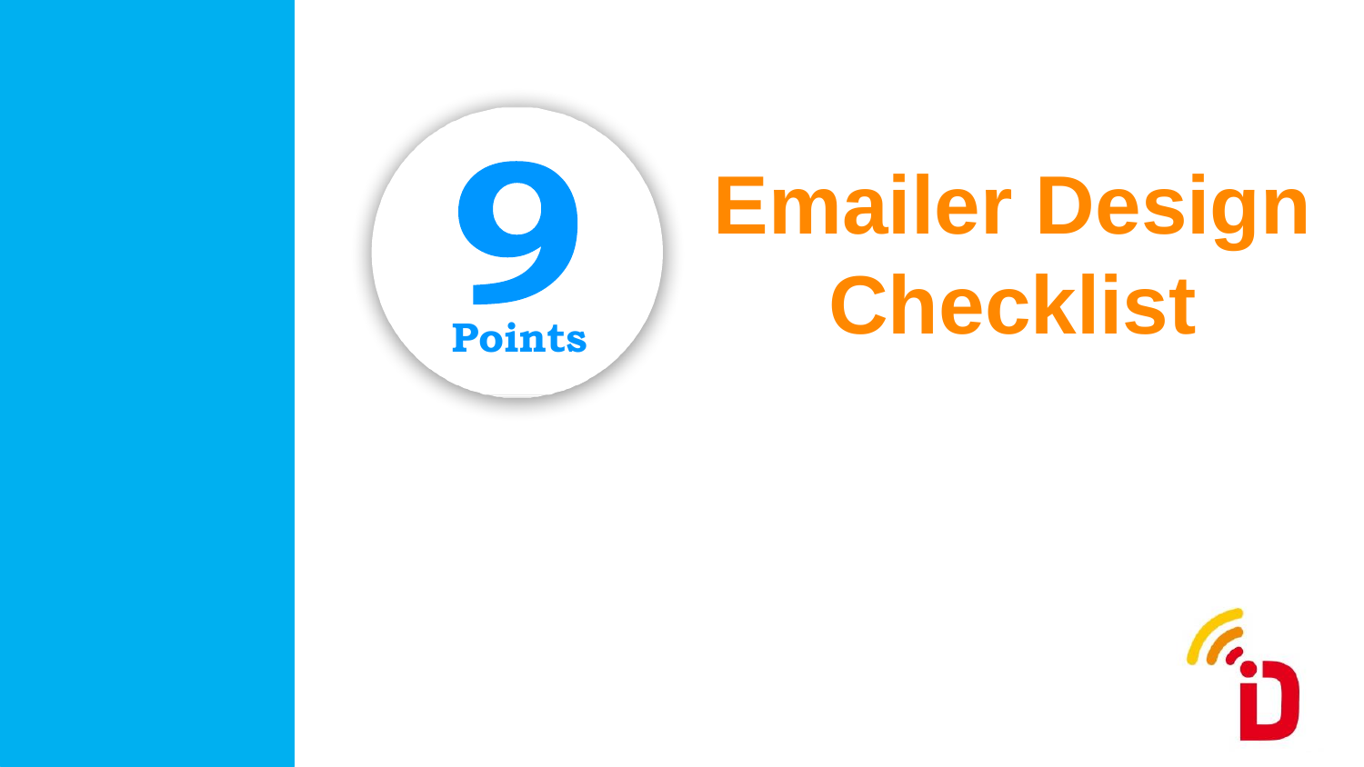9

Points

# Emailer Design Checklist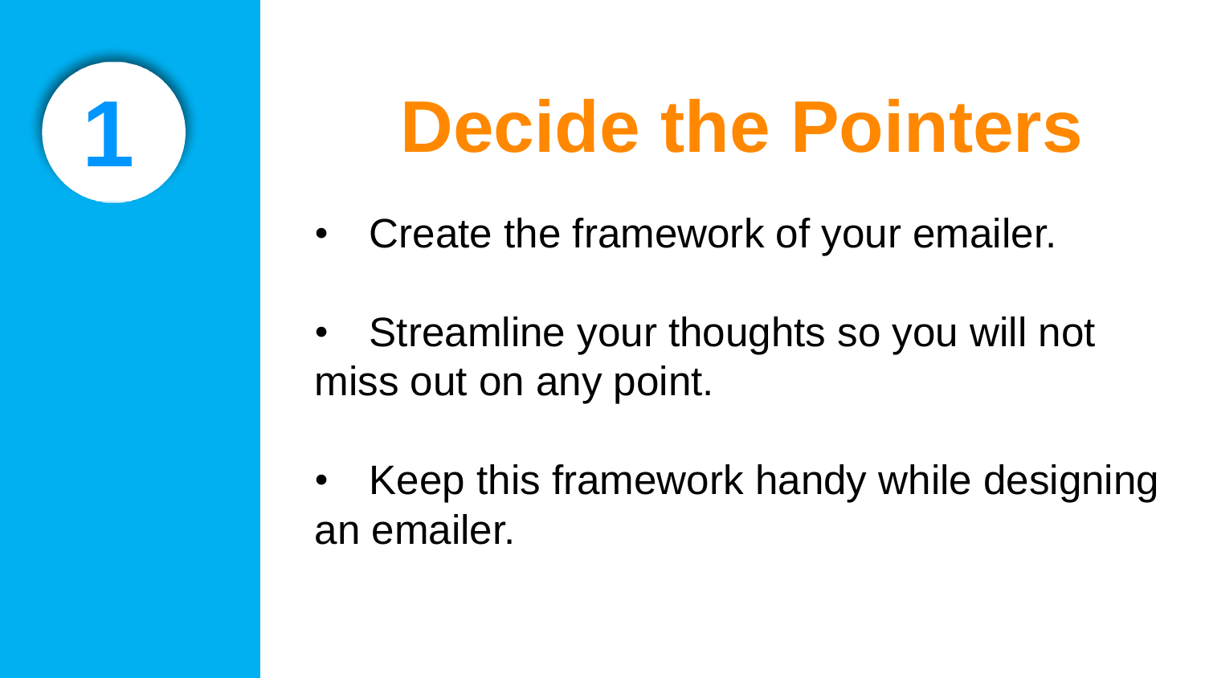1

# Decide the Pointers

- Create the framework of your emailer.
- Streamline your thoughts so you will not miss out on any point.
- Keep this framework handy while designing an emailer.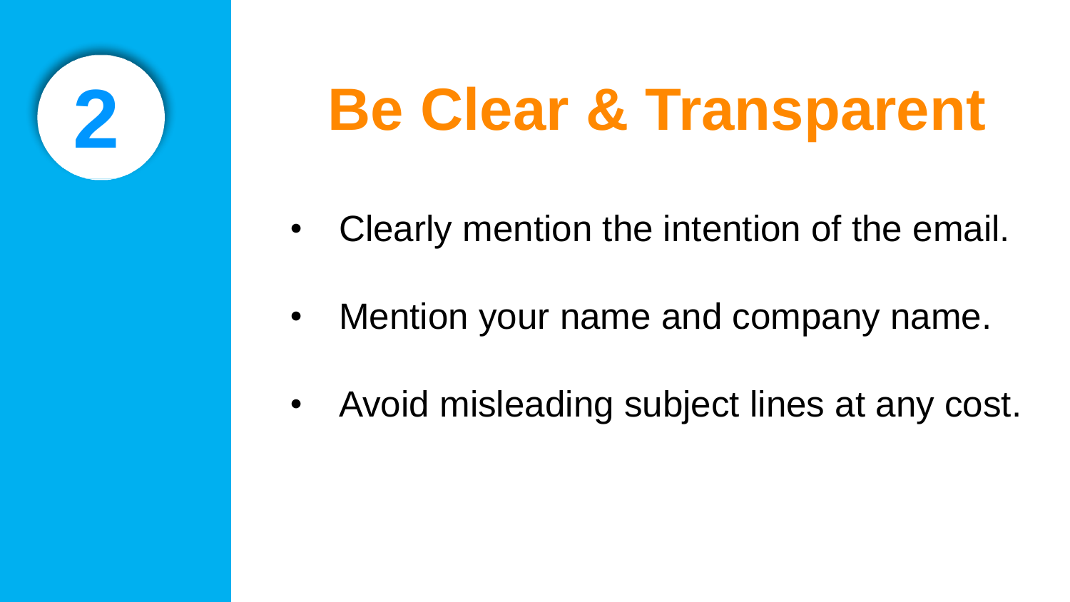# 2 Be Clear & Transparent

- Clearly mention the intention of the email.
- Mention your name and company name.
- Avoid misleading subject lines at any cost.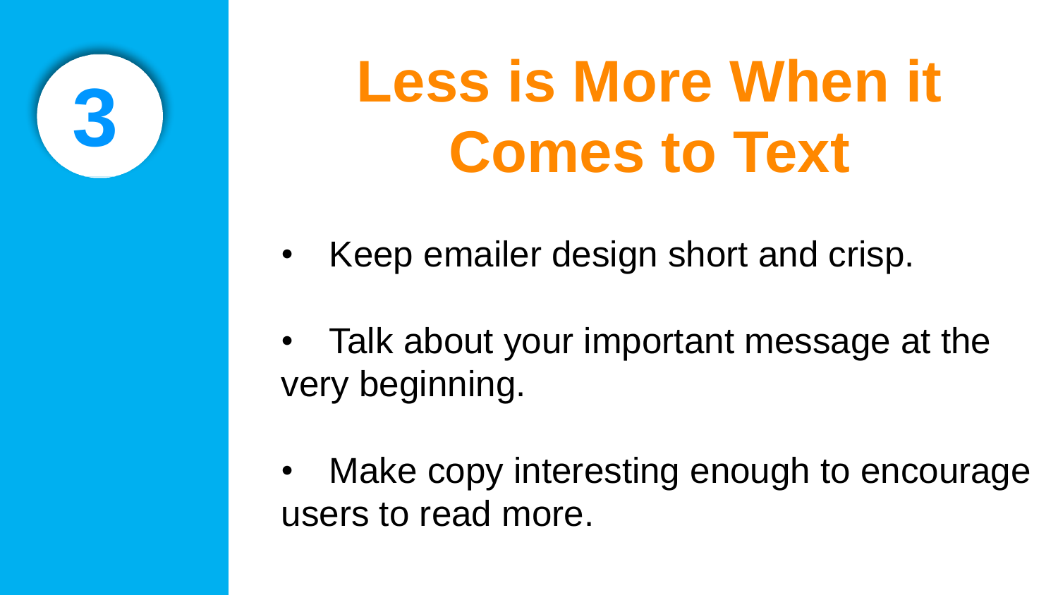# 3 Less is More When it Comes to Text

- Keep emailer design short and crisp.
- Talk about your important message at the very beginning.
- Make copy interesting enough to encourage users to read more.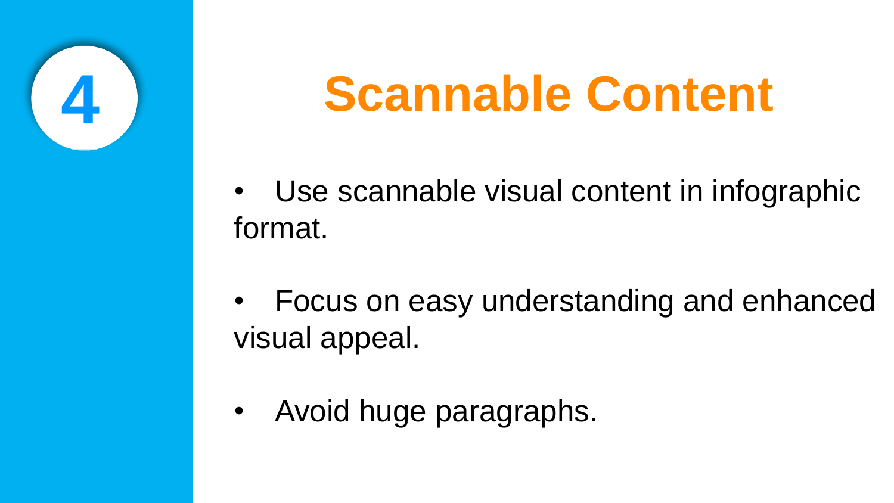4

# Scannable Content

- Use scannable visual content in infographic format.
- Focus on easy understanding and enhanced visual appeal.
- Avoid huge paragraphs.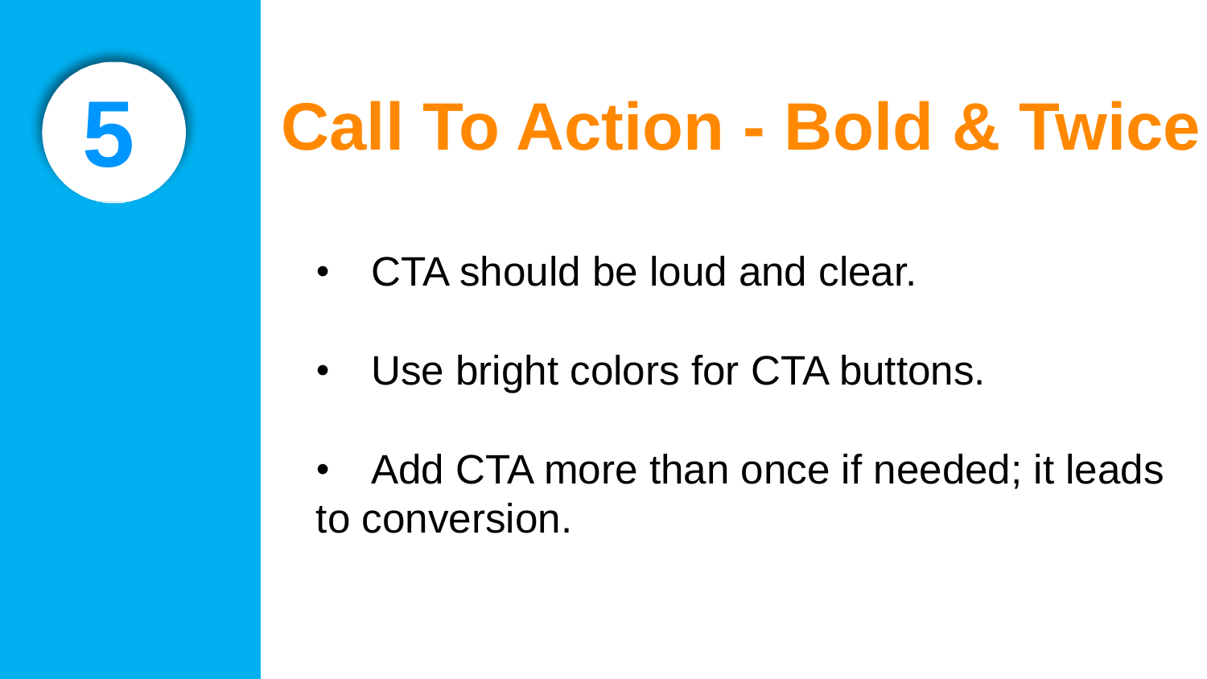# 5 Call To Action - Bold & Twice

- CTA should be loud and clear.
- Use bright colors for CTA buttons.
- Add CTA more than once if needed; it leads to conversion.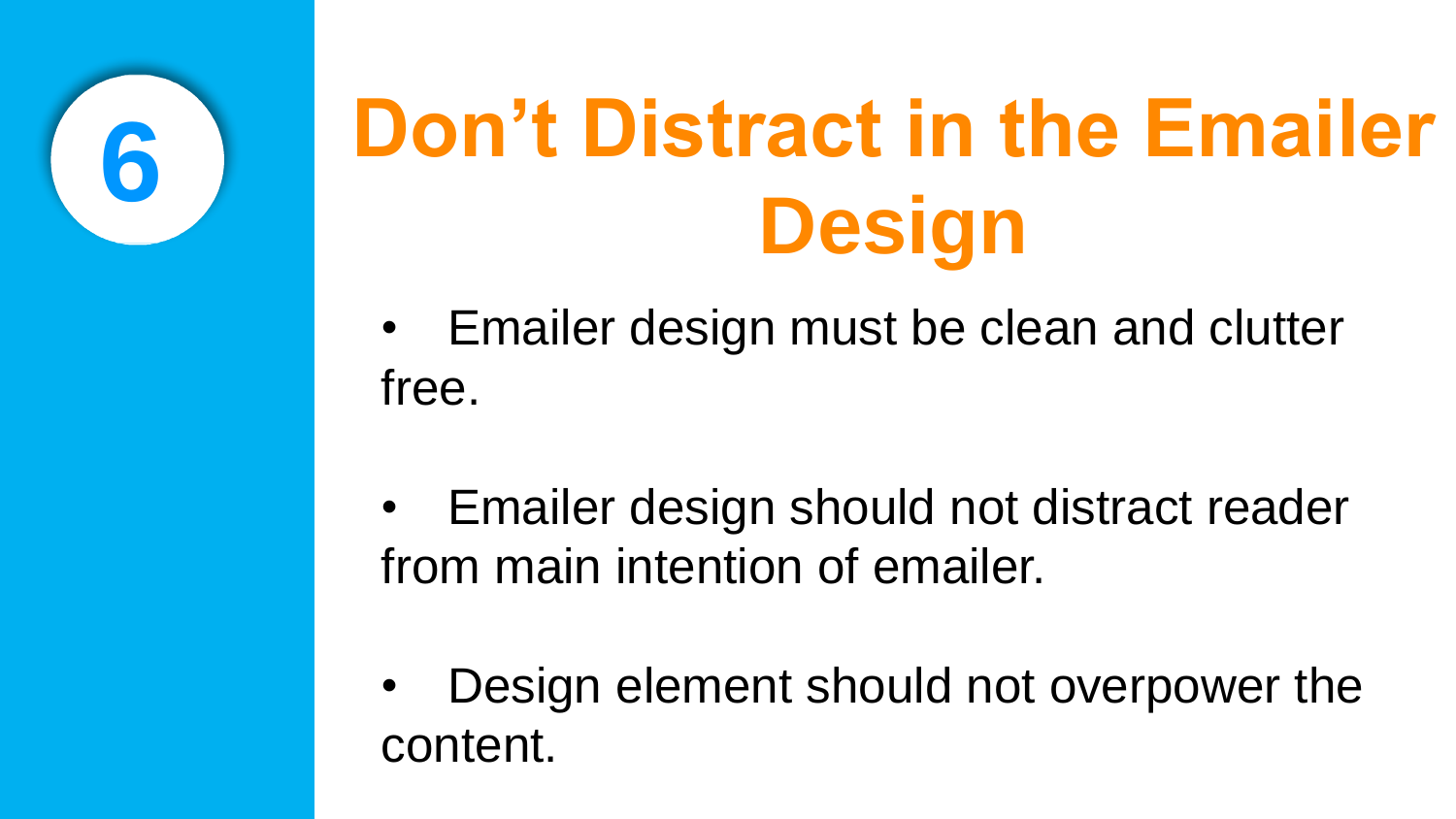# 6 Don’t Distract in the Emailer Design

- Emailer design must be clean and clutter free.
- Emailer design should not distract reader from main intention of emailer.
- Design element should not overpower the content.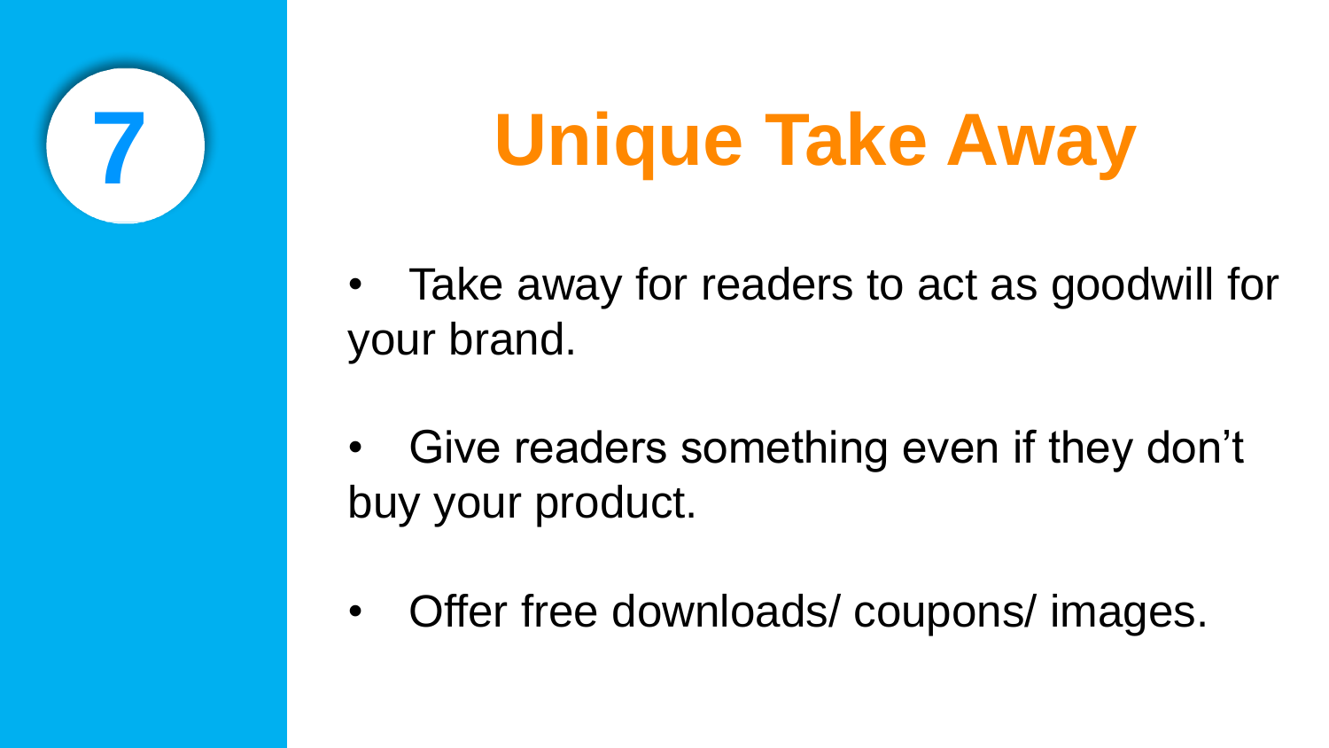# 7 Unique Take Away

- Take away for readers to act as goodwill for your brand.
- Give readers something even if they don’t buy your product.
- Offer free downloads/ coupons/ images.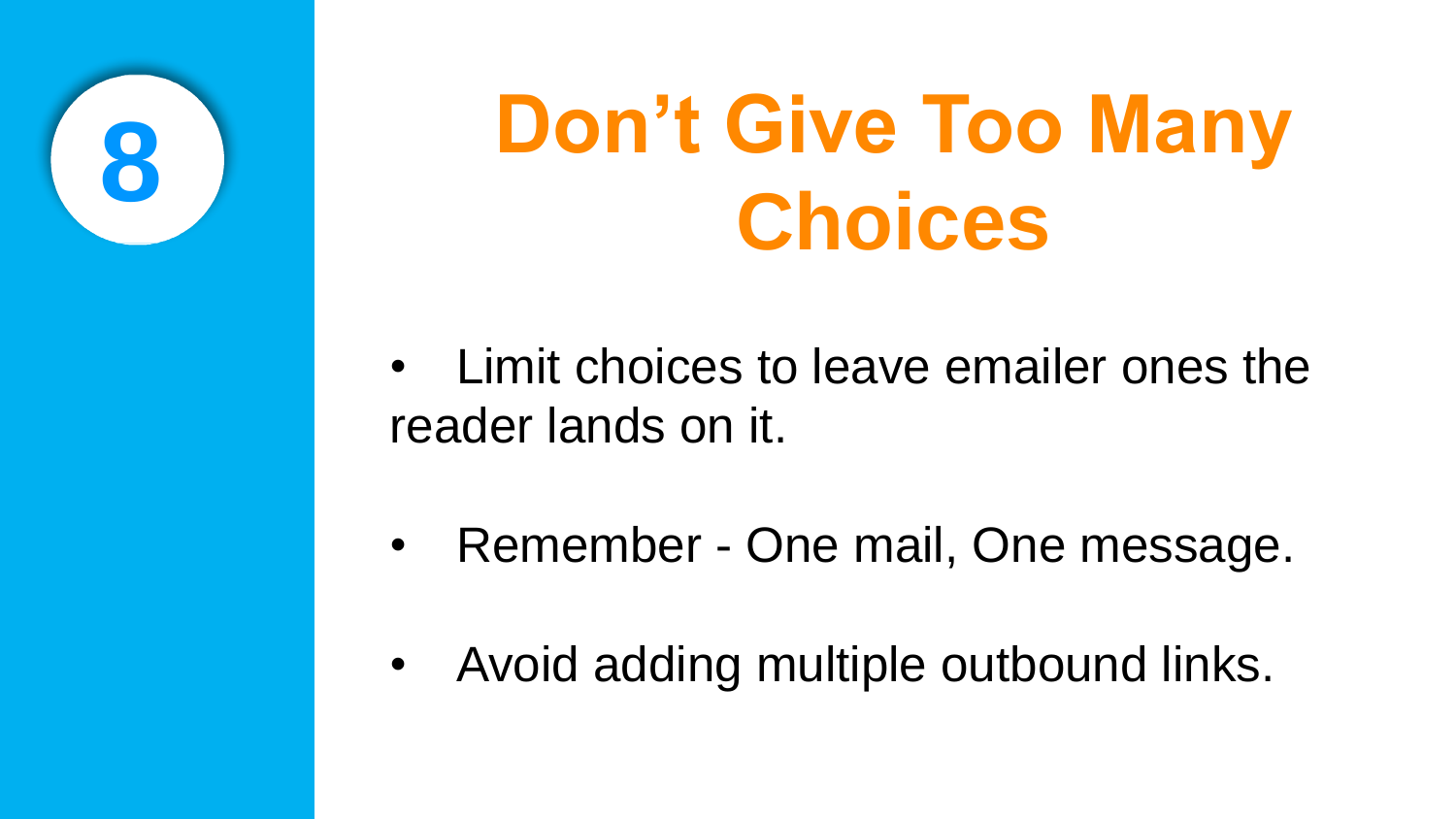# 8

# Don't Give Too Many Choices

- Limit choices to leave emailer ones the reader lands on it.
- Remember - One mail, One message.
- Avoid adding multiple outbound links.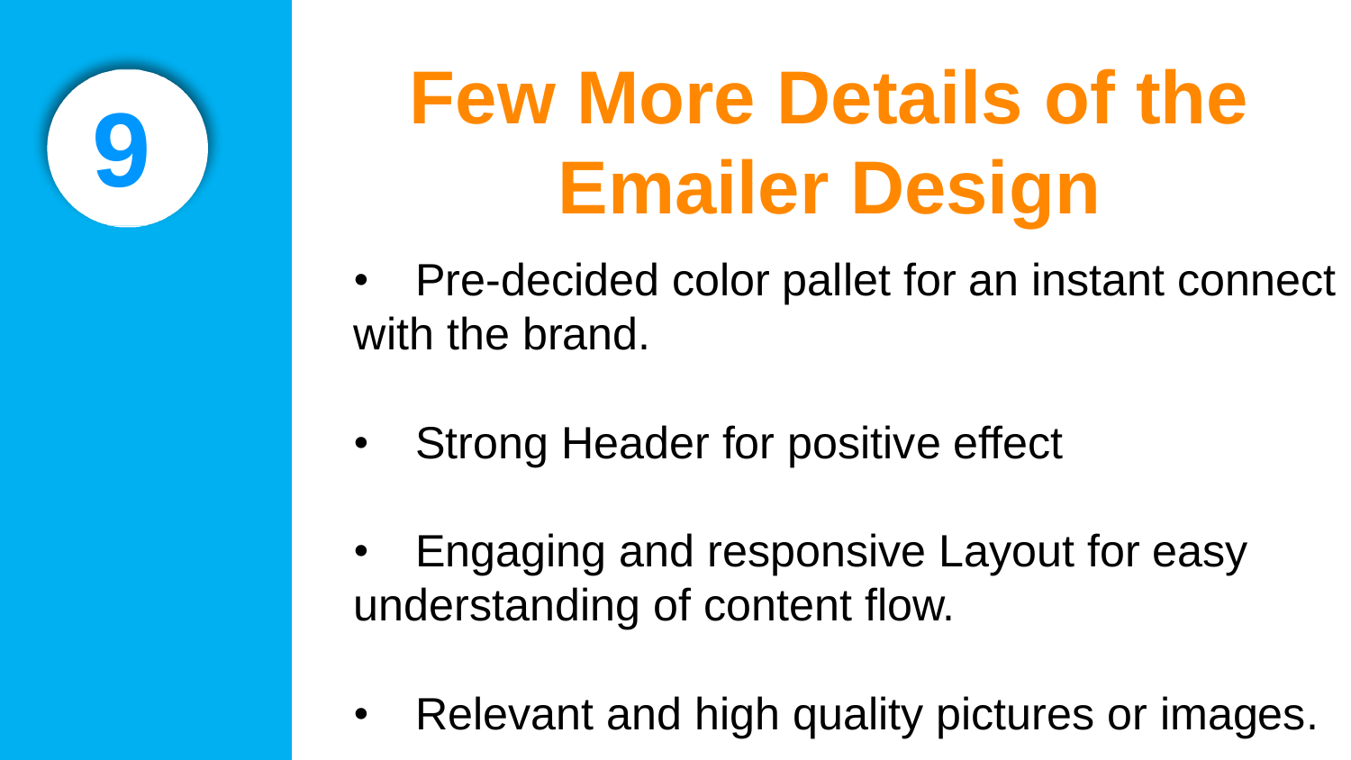9

# Few More Details of the Emailer Design

- Pre-decided color pallet for an instant connect with the brand.
- Strong Header for positive effect
- Engaging and responsive Layout for easy understanding of content flow.
- Relevant and high quality pictures or images.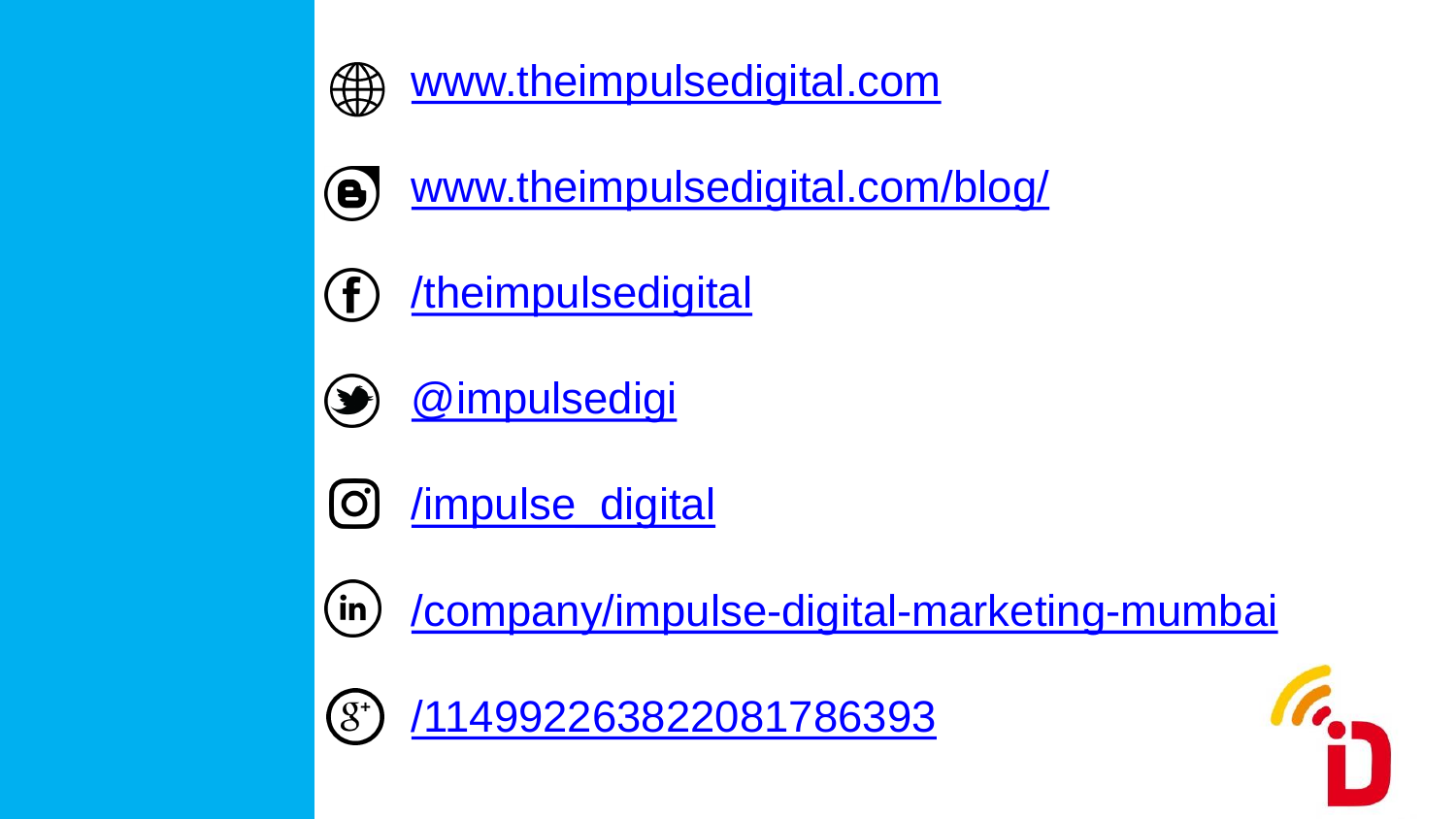www.theimpulsedigital.com

www.theimpulsedigital.com/blog/

/theimpulsedigital

@impulsedigi

/impulse_digital

/company/impulse-digital-marketing-mumbai

/114992263822081786393